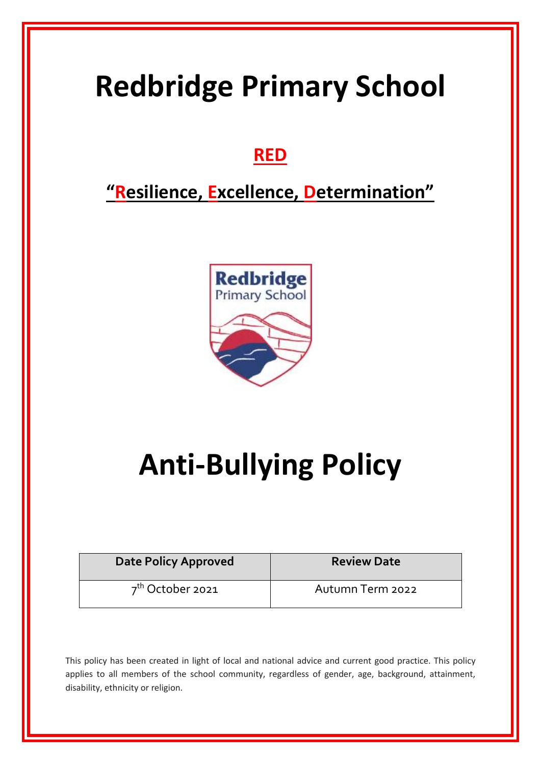# Redbridge Primary School

## RED

## "Resilience, Excellence, Determination"

# Anti-Bullying Policy

| Date Policy Approved | Review Date |
|---|---|
| 7th October 2021 | Autumn Term 2022 |

This policy has been created in light of local and national advice and current good practice. This policy applies to all members of the school community, regardless of gender, age, background, attainment, disability, ethnicity or religion.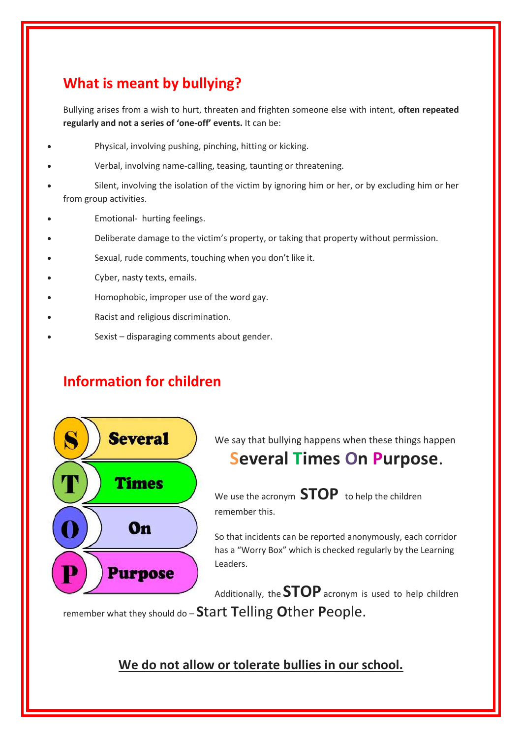## What is meant by bullying?

Bullying arises from a wish to hurt, threaten and frighten someone else with intent, **often repeated regularly and not a series of 'one-off' events.** It can be:

- Physical, involving pushing, pinching, hitting or kicking.
- Verbal, involving name-calling, teasing, taunting or threatening.
- Silent, involving the isolation of the victim by ignoring him or her, or by excluding him or her from group activities.
- Emotional- hurting feelings.
- Deliberate damage to the victim's property, or taking that property without permission.
- Sexual, rude comments, touching when you don't like it.
- Cyber, nasty texts, emails.
- Homophobic, improper use of the word gay.
- Racist and religious discrimination.
- Sexist – disparaging comments about gender.

## Information for children

S – Several
T – Times
O – On
P – Purpose

We say that bullying happens when these things happen **Several Times On Purpose.**

We use the acronym **STOP** to help the children remember this.

So that incidents can be reported anonymously, each corridor has a "Worry Box" which is checked regularly by the Learning Leaders.

Additionally, the **STOP** acronym is used to help children remember what they should do – **S**tart **T**elling **O**ther **P**eople.

**<u>We do not allow or tolerate bullies in our school.</u>**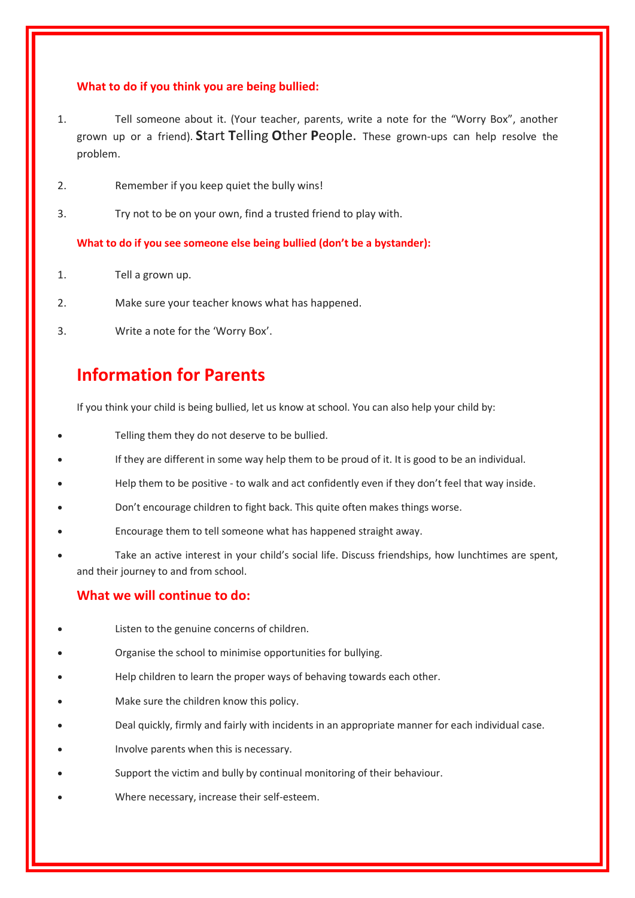### What to do if you think you are being bullied:

1. Tell someone about it. (Your teacher, parents, write a note for the "Worry Box", another grown up or a friend). **S**tart **T**elling **O**ther **P**eople. These grown-ups can help resolve the problem.
2. Remember if you keep quiet the bully wins!
3. Try not to be on your own, find a trusted friend to play with.

### What to do if you see someone else being bullied (don't be a bystander):

1. Tell a grown up.
2. Make sure your teacher knows what has happened.
3. Write a note for the 'Worry Box'.

## Information for Parents

If you think your child is being bullied, let us know at school. You can also help your child by:

- Telling them they do not deserve to be bullied.
- If they are different in some way help them to be proud of it. It is good to be an individual.
- Help them to be positive - to walk and act confidently even if they don't feel that way inside.
- Don't encourage children to fight back. This quite often makes things worse.
- Encourage them to tell someone what has happened straight away.
- Take an active interest in your child's social life. Discuss friendships, how lunchtimes are spent, and their journey to and from school.

### What we will continue to do:

- Listen to the genuine concerns of children.
- Organise the school to minimise opportunities for bullying.
- Help children to learn the proper ways of behaving towards each other.
- Make sure the children know this policy.
- Deal quickly, firmly and fairly with incidents in an appropriate manner for each individual case.
- Involve parents when this is necessary.
- Support the victim and bully by continual monitoring of their behaviour.
- Where necessary, increase their self-esteem.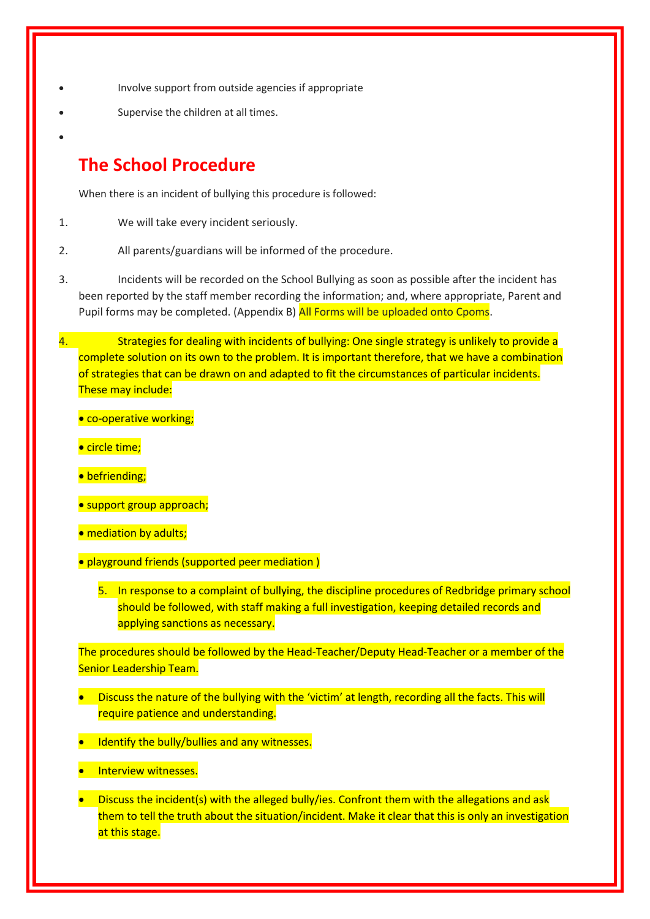- Involve support from outside agencies if appropriate
- Supervise the children at all times.

## The School Procedure

When there is an incident of bullying this procedure is followed:

1. We will take every incident seriously.
2. All parents/guardians will be informed of the procedure.
3. Incidents will be recorded on the School Bullying as soon as possible after the incident has been reported by the staff member recording the information; and, where appropriate, Parent and Pupil forms may be completed. (Appendix B) All Forms will be uploaded onto Cpoms.
4. Strategies for dealing with incidents of bullying: One single strategy is unlikely to provide a complete solution on its own to the problem. It is important therefore, that we have a combination of strategies that can be drawn on and adapted to fit the circumstances of particular incidents. These may include:

   - co-operative working;
   - circle time;
   - befriending;
   - support group approach;
   - mediation by adults;
   - playground friends (supported peer mediation )

5. In response to a complaint of bullying, the discipline procedures of Redbridge primary school should be followed, with staff making a full investigation, keeping detailed records and applying sanctions as necessary.

The procedures should be followed by the Head-Teacher/Deputy Head-Teacher or a member of the Senior Leadership Team.

- Discuss the nature of the bullying with the 'victim' at length, recording all the facts. This will require patience and understanding.
- Identify the bully/bullies and any witnesses.
- Interview witnesses.
- Discuss the incident(s) with the alleged bully/ies. Confront them with the allegations and ask them to tell the truth about the situation/incident. Make it clear that this is only an investigation at this stage.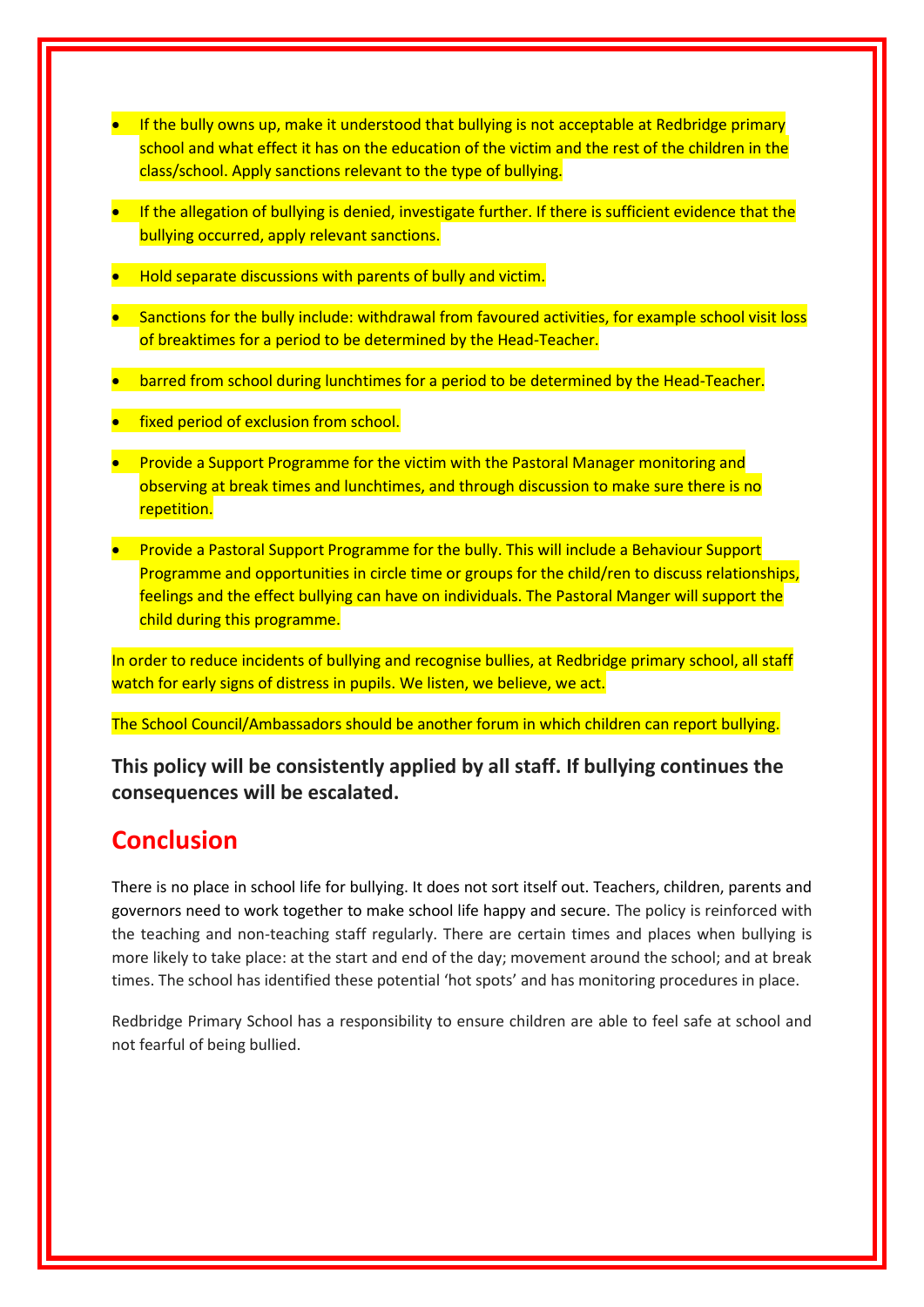- If the bully owns up, make it understood that bullying is not acceptable at Redbridge primary school and what effect it has on the education of the victim and the rest of the children in the class/school. Apply sanctions relevant to the type of bullying.
- If the allegation of bullying is denied, investigate further. If there is sufficient evidence that the bullying occurred, apply relevant sanctions.
- Hold separate discussions with parents of bully and victim.
- Sanctions for the bully include: withdrawal from favoured activities, for example school visit loss of breaktimes for a period to be determined by the Head-Teacher.
- barred from school during lunchtimes for a period to be determined by the Head-Teacher.
- fixed period of exclusion from school.
- Provide a Support Programme for the victim with the Pastoral Manager monitoring and observing at break times and lunchtimes, and through discussion to make sure there is no repetition.
- Provide a Pastoral Support Programme for the bully. This will include a Behaviour Support Programme and opportunities in circle time or groups for the child/ren to discuss relationships, feelings and the effect bullying can have on individuals. The Pastoral Manger will support the child during this programme.

In order to reduce incidents of bullying and recognise bullies, at Redbridge primary school, all staff watch for early signs of distress in pupils. We listen, we believe, we act.

The School Council/Ambassadors should be another forum in which children can report bullying.

**This policy will be consistently applied by all staff. If bullying continues the consequences will be escalated.**

## Conclusion

There is no place in school life for bullying. It does not sort itself out. Teachers, children, parents and governors need to work together to make school life happy and secure. The policy is reinforced with the teaching and non-teaching staff regularly. There are certain times and places when bullying is more likely to take place: at the start and end of the day; movement around the school; and at break times. The school has identified these potential 'hot spots' and has monitoring procedures in place.

Redbridge Primary School has a responsibility to ensure children are able to feel safe at school and not fearful of being bullied.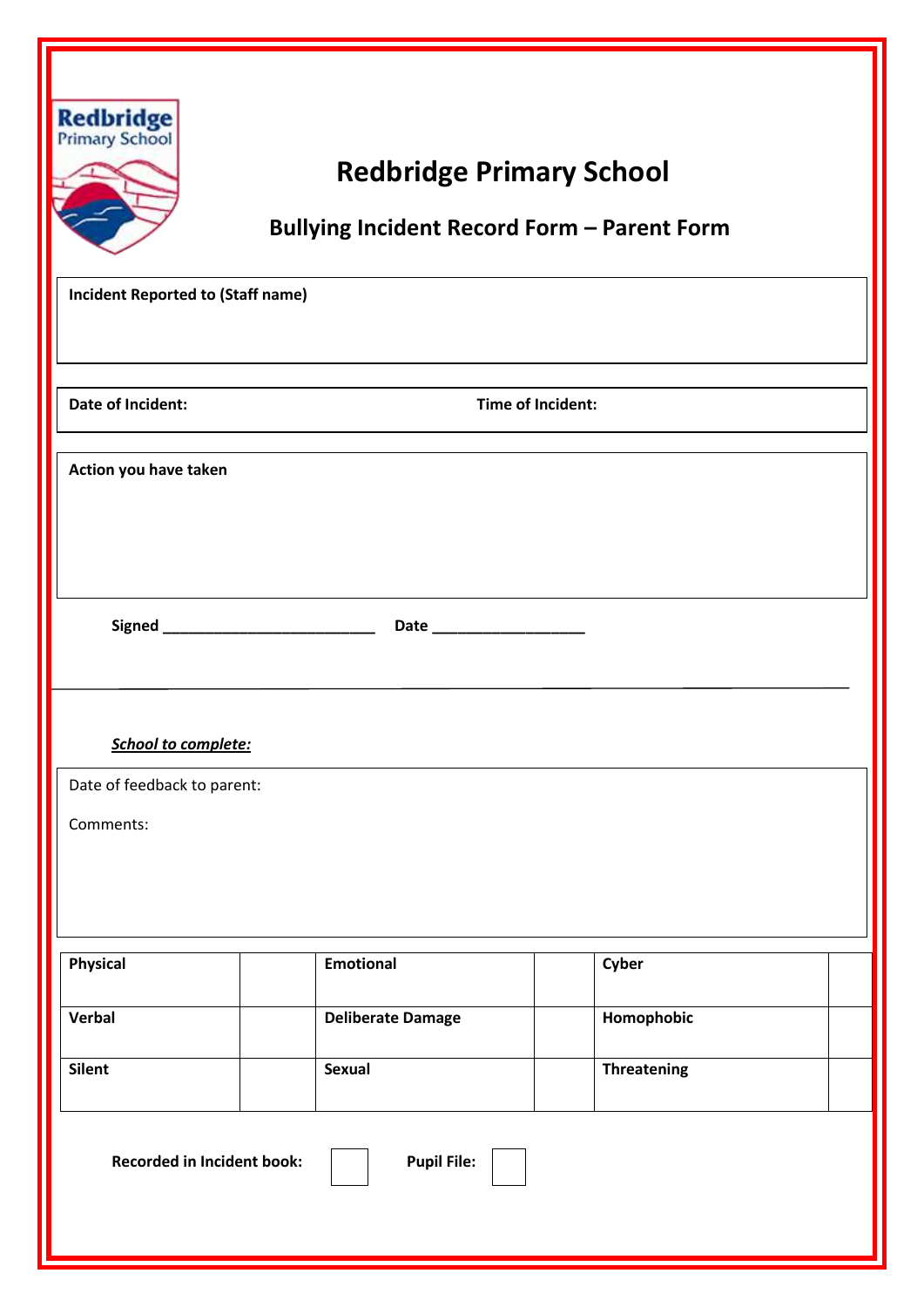# Redbridge Primary School

## Bullying Incident Record Form – Parent Form

**Incident Reported to (Staff name)**

**Date of Incident:** **Time of Incident:**

**Action you have taken**

**Signed** _________________________ **Date** __________________

***School to complete:***

Date of feedback to parent:

Comments:

| **Physical** | | **Emotional** | | **Cyber** | |
|---|---|---|---|---|---|
| **Verbal** | | **Deliberate Damage** | | **Homophobic** | |
| **Silent** | | **Sexual** | | **Threatening** | |

**Recorded in Incident book:** ☐ **Pupil File:** ☐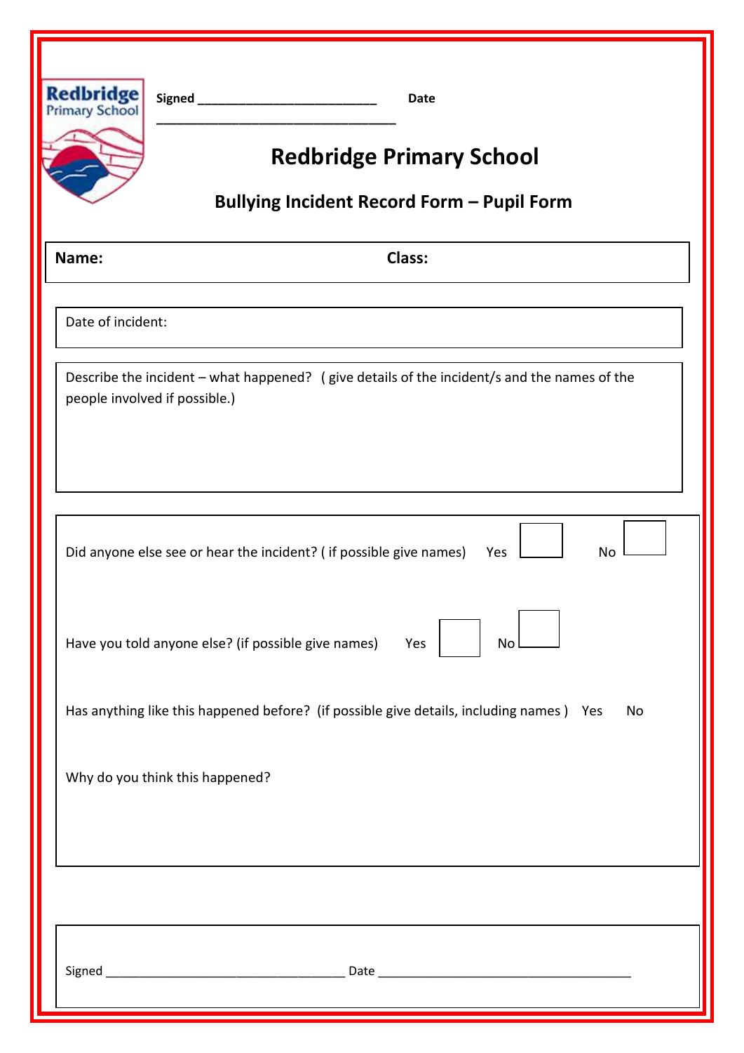Redbridge Primary School

**Signed** ______________________ **Date** ______________________________

# Redbridge Primary School

## Bullying Incident Record Form – Pupil Form

| **Name:** | **Class:** |
|---|---|

Date of incident:

Describe the incident – what happened? ( give details of the incident/s and the names of the people involved if possible.)

Did anyone else see or hear the incident? ( if possible give names) Yes ☐ No ☐

Have you told anyone else? (if possible give names) Yes ☐ No ☐

Has anything like this happened before? (if possible give details, including names ) Yes No

Why do you think this happened?

Signed ______________________________ Date ________________________________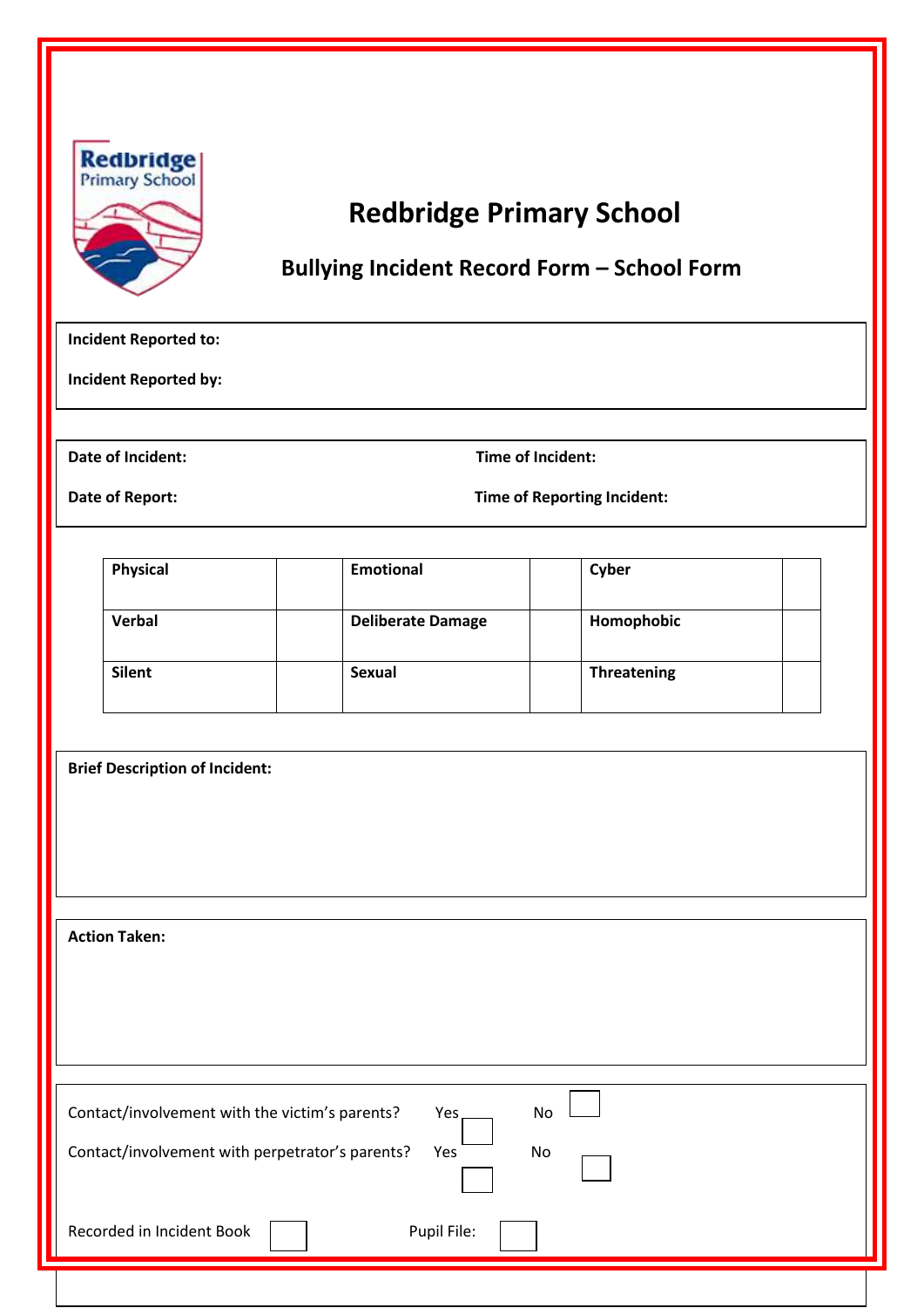# Redbridge Primary School

## Bullying Incident Record Form – School Form

**Incident Reported to:**

**Incident Reported by:**

**Date of Incident:** **Time of Incident:**

**Date of Report:** **Time of Reporting Incident:**

| | | | | | |
|---|---|---|---|---|---|
| **Physical** | | **Emotional** | | **Cyber** | |
| **Verbal** | | **Deliberate Damage** | | **Homophobic** | |
| **Silent** | | **Sexual** | | **Threatening** | |

**Brief Description of Incident:**

**Action Taken:**

Contact/involvement with the victim's parents? Yes ☐ No ☐

Contact/involvement with perpetrator's parents? Yes ☐ No ☐

Recorded in Incident Book ☐ Pupil File: ☐